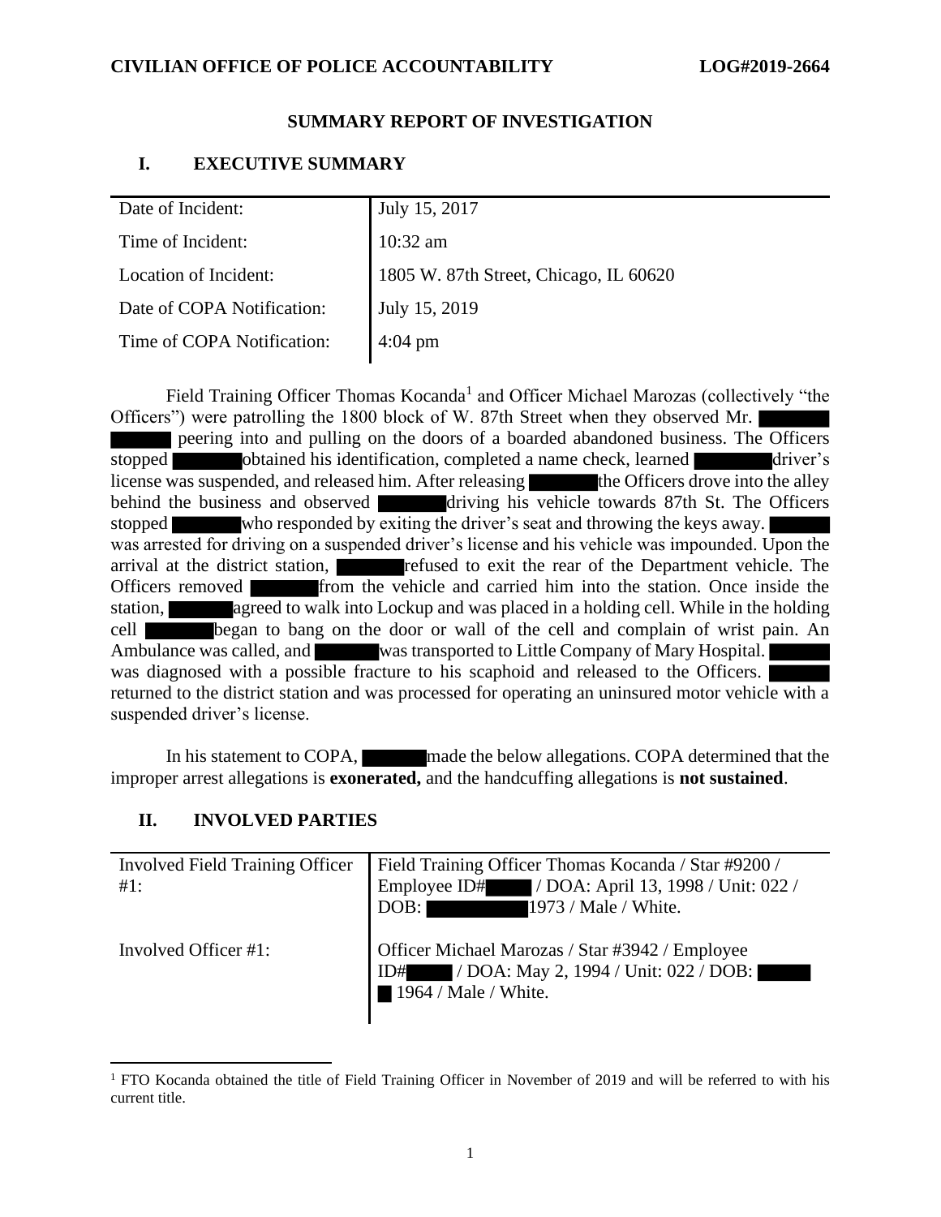**CIVILIAN OFFICE OF POLICE ACCOUNTABILITY** **LOG#2019-2664**

## SUMMARY REPORT OF INVESTIGATION

## I. EXECUTIVE SUMMARY

| | |
|---|---|
| Date of Incident: | July 15, 2017 |
| Time of Incident: | 10:32 am |
| Location of Incident: | 1805 W. 87th Street, Chicago, IL 60620 |
| Date of COPA Notification: | July 15, 2019 |
| Time of COPA Notification: | 4:04 pm |

Field Training Officer Thomas Kocanda[1] and Officer Michael Marozas (collectively "the Officers") were patrolling the 1800 block of W. 87th Street when they observed Mr. ██████ ██████ peering into and pulling on the doors of a boarded abandoned business. The Officers stopped ██████ obtained his identification, completed a name check, learned ██████ driver's license was suspended, and released him. After releasing ██████ the Officers drove into the alley behind the business and observed ██████ driving his vehicle towards 87th St. The Officers stopped ██████ who responded by exiting the driver's seat and throwing the keys away. ██████ was arrested for driving on a suspended driver's license and his vehicle was impounded. Upon the arrival at the district station, ██████ refused to exit the rear of the Department vehicle. The Officers removed ██████ from the vehicle and carried him into the station. Once inside the station, ██████ agreed to walk into Lockup and was placed in a holding cell. While in the holding cell ██████ began to bang on the door or wall of the cell and complain of wrist pain. An Ambulance was called, and ██████ was transported to Little Company of Mary Hospital. ██████ was diagnosed with a possible fracture to his scaphoid and released to the Officers. ██████ returned to the district station and was processed for operating an uninsured motor vehicle with a suspended driver's license.

In his statement to COPA, ██████ made the below allegations. COPA determined that the improper arrest allegations is **exonerated,** and the handcuffing allegations is **not sustained**.

## II. INVOLVED PARTIES

| | |
|---|---|
| Involved Field Training Officer #1: | Field Training Officer Thomas Kocanda / Star #9200 / Employee ID# ████ / DOA: April 13, 1998 / Unit: 022 / DOB: ████████ 1973 / Male / White. |
| Involved Officer #1: | Officer Michael Marozas / Star #3942 / Employee ID# ████ / DOA: May 2, 1994 / Unit: 022 / DOB: ████ █ 1964 / Male / White. |

[1] FTO Kocanda obtained the title of Field Training Officer in November of 2019 and will be referred to with his current title.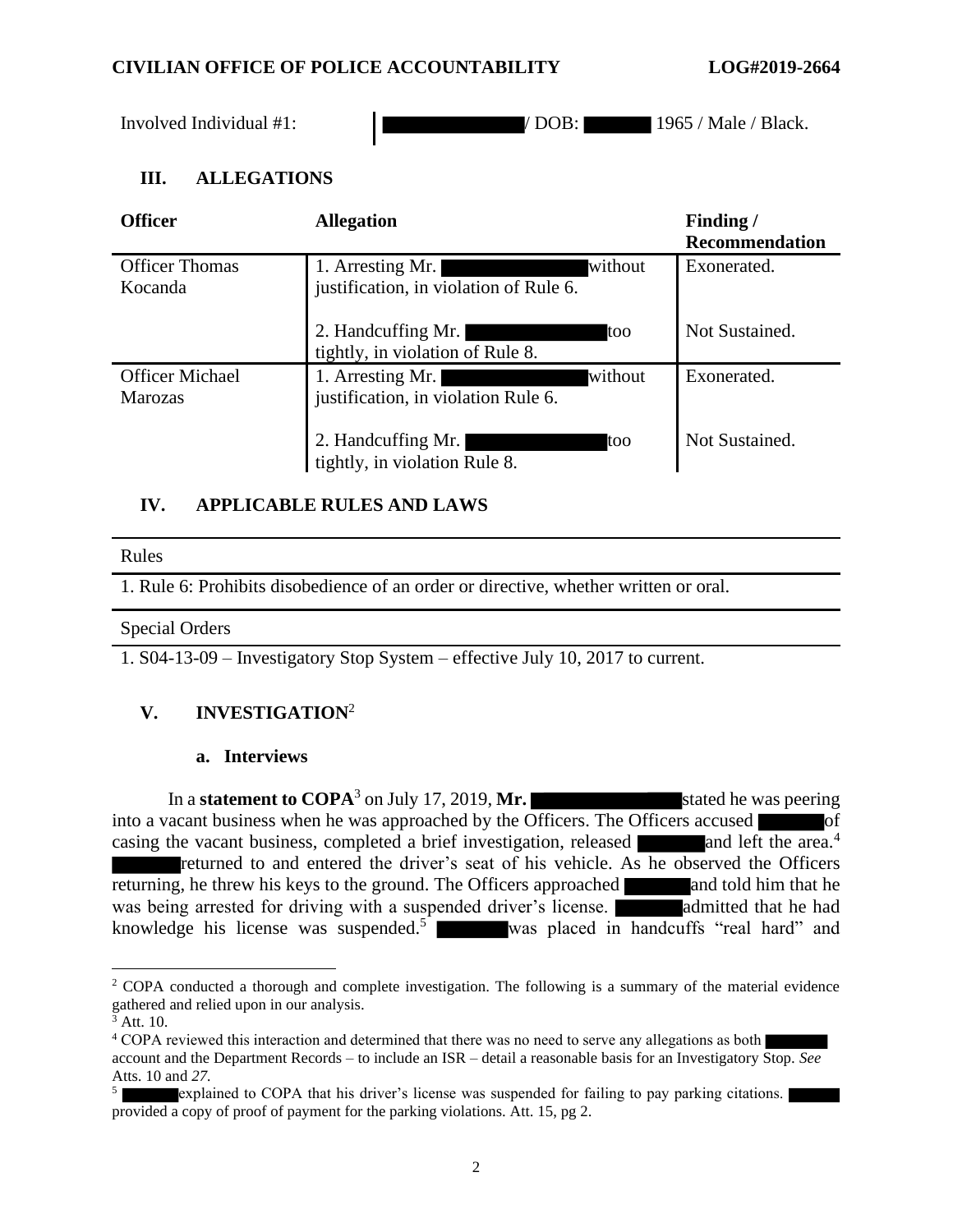Involved Individual #1: / DOB: 1965 / Male / Black.

## III. ALLEGATIONS

| Officer | Allegation | Finding / Recommendation |
|---|---|---|
| Officer Thomas Kocanda | 1. Arresting Mr. without justification, in violation of Rule 6. | Exonerated. |
| | 2. Handcuffing Mr. too tightly, in violation of Rule 8. | Not Sustained. |
| Officer Michael Marozas | 1. Arresting Mr. without justification, in violation Rule 6. | Exonerated. |
| | 2. Handcuffing Mr. too tightly, in violation Rule 8. | Not Sustained. |

## IV. APPLICABLE RULES AND LAWS

| Rules |
|---|
| 1. Rule 6: Prohibits disobedience of an order or directive, whether written or oral. |

| Special Orders |
|---|
| 1. S04-13-09 – Investigatory Stop System – effective July 10, 2017 to current. |

## V. INVESTIGATION[2]

### a. Interviews

In a **statement to COPA**[3] on July 17, 2019, **Mr.** stated he was peering into a vacant business when he was approached by the Officers. The Officers accused of casing the vacant business, completed a brief investigation, released and left the area.[4] returned to and entered the driver's seat of his vehicle. As he observed the Officers returning, he threw his keys to the ground. The Officers approached and told him that he was being arrested for driving with a suspended driver's license. admitted that he had knowledge his license was suspended.[5] was placed in handcuffs "real hard" and

---

[2] COPA conducted a thorough and complete investigation. The following is a summary of the material evidence gathered and relied upon in our analysis.

[3] Att. 10.

[4] COPA reviewed this interaction and determined that there was no need to serve any allegations as both account and the Department Records – to include an ISR – detail a reasonable basis for an Investigatory Stop. *See* Atts. 10 and *27.*

[5] explained to COPA that his driver's license was suspended for failing to pay parking citations. provided a copy of proof of payment for the parking violations. Att. 15, pg 2.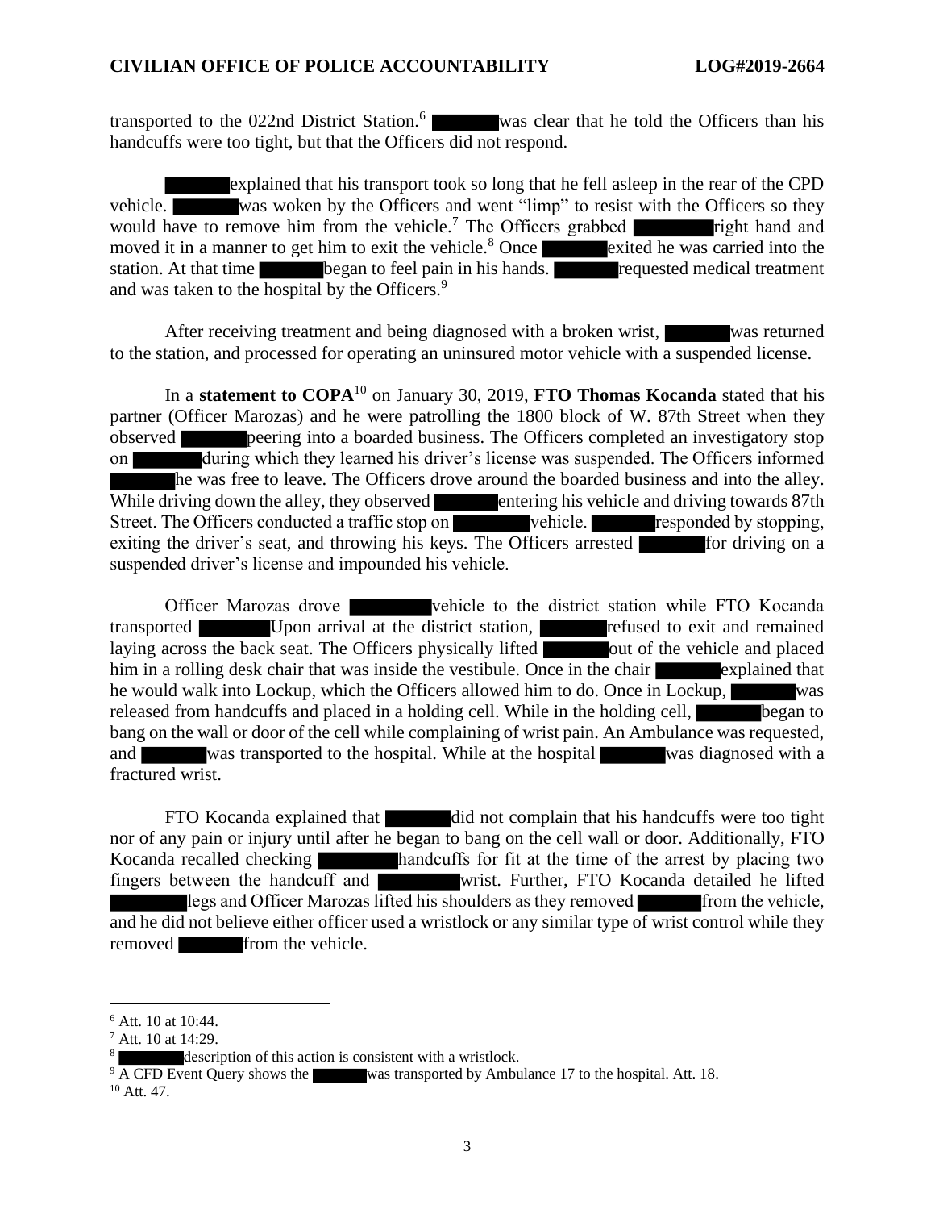transported to the 022nd District Station.[6] ██████ was clear that he told the Officers than his handcuffs were too tight, but that the Officers did not respond.

██████ explained that his transport took so long that he fell asleep in the rear of the CPD vehicle. ██████ was woken by the Officers and went "limp" to resist with the Officers so they would have to remove him from the vehicle.[7] The Officers grabbed ██████ right hand and moved it in a manner to get him to exit the vehicle.[8] Once ██████ exited he was carried into the station. At that time ██████ began to feel pain in his hands. ██████ requested medical treatment and was taken to the hospital by the Officers.[9]

After receiving treatment and being diagnosed with a broken wrist, ██████ was returned to the station, and processed for operating an uninsured motor vehicle with a suspended license.

In a **statement to COPA**[10] on January 30, 2019, **FTO Thomas Kocanda** stated that his partner (Officer Marozas) and he were patrolling the 1800 block of W. 87th Street when they observed ██████ peering into a boarded business. The Officers completed an investigatory stop on ██████ during which they learned his driver's license was suspended. The Officers informed ██████ he was free to leave. The Officers drove around the boarded business and into the alley. While driving down the alley, they observed ██████ entering his vehicle and driving towards 87th Street. The Officers conducted a traffic stop on ██████ vehicle. ██████ responded by stopping, exiting the driver's seat, and throwing his keys. The Officers arrested ██████ for driving on a suspended driver's license and impounded his vehicle.

Officer Marozas drove ██████ vehicle to the district station while FTO Kocanda transported ██████ Upon arrival at the district station, ██████ refused to exit and remained laying across the back seat. The Officers physically lifted ██████ out of the vehicle and placed him in a rolling desk chair that was inside the vestibule. Once in the chair ██████ explained that he would walk into Lockup, which the Officers allowed him to do. Once in Lockup, ██████ was released from handcuffs and placed in a holding cell. While in the holding cell, ██████ began to bang on the wall or door of the cell while complaining of wrist pain. An Ambulance was requested, and ██████ was transported to the hospital. While at the hospital ██████ was diagnosed with a fractured wrist.

FTO Kocanda explained that ██████ did not complain that his handcuffs were too tight nor of any pain or injury until after he began to bang on the cell wall or door. Additionally, FTO Kocanda recalled checking ██████ handcuffs for fit at the time of the arrest by placing two fingers between the handcuff and ██████ wrist. Further, FTO Kocanda detailed he lifted ██████ legs and Officer Marozas lifted his shoulders as they removed ██████ from the vehicle, and he did not believe either officer used a wristlock or any similar type of wrist control while they removed ██████ from the vehicle.

---

[6] Att. 10 at 10:44.

[7] Att. 10 at 14:29.

[8] ██████ description of this action is consistent with a wristlock.

[9] A CFD Event Query shows the ██████ was transported by Ambulance 17 to the hospital. Att. 18.

[10] Att. 47.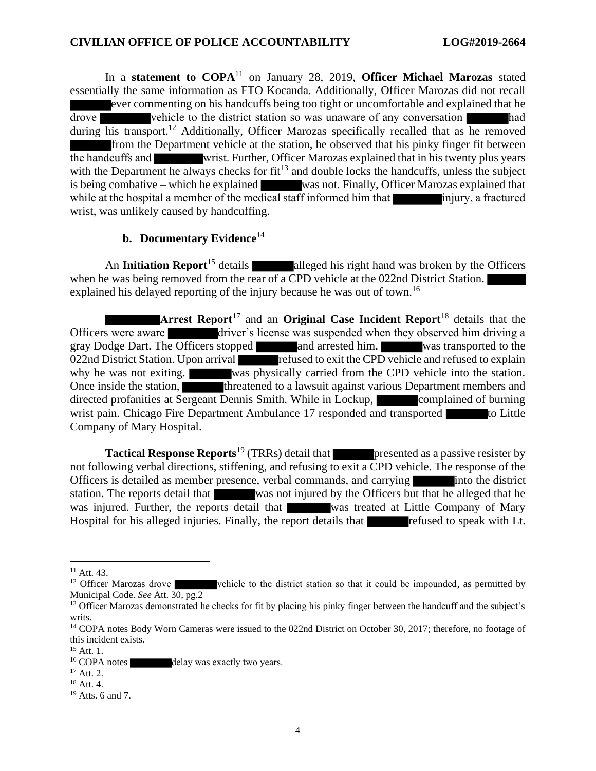In a **statement to COPA**[11] on January 28, 2019, **Officer Michael Marozas** stated essentially the same information as FTO Kocanda. Additionally, Officer Marozas did not recall ██████ ever commenting on his handcuffs being too tight or uncomfortable and explained that he drove ████████ vehicle to the district station so was unaware of any conversation ██████ had during his transport.[12] Additionally, Officer Marozas specifically recalled that as he removed ██████ from the Department vehicle at the station, he observed that his pinky finger fit between the handcuffs and ████████ wrist. Further, Officer Marozas explained that in his twenty plus years with the Department he always checks for fit[13] and double locks the handcuffs, unless the subject is being combative – which he explained ██████ was not. Finally, Officer Marozas explained that while at the hospital a member of the medical staff informed him that ████████ injury, a fractured wrist, was unlikely caused by handcuffing.

### b. Documentary Evidence[14]

An **Initiation Report**[15] details ██████ alleged his right hand was broken by the Officers when he was being removed from the rear of a CPD vehicle at the 022nd District Station. ██████ explained his delayed reporting of the injury because he was out of town.[16]

████████ **Arrest Report**[17] and an **Original Case Incident Report**[18] details that the Officers were aware ████████ driver's license was suspended when they observed him driving a gray Dodge Dart. The Officers stopped ██████ and arrested him. ██████ was transported to the 022nd District Station. Upon arrival ██████ refused to exit the CPD vehicle and refused to explain why he was not exiting. ██████ was physically carried from the CPD vehicle into the station. Once inside the station, ██████ threatened to a lawsuit against various Department members and directed profanities at Sergeant Dennis Smith. While in Lockup, ██████ complained of burning wrist pain. Chicago Fire Department Ambulance 17 responded and transported ██████ to Little Company of Mary Hospital.

**Tactical Response Reports**[19] (TRRs) detail that ██████ presented as a passive resister by not following verbal directions, stiffening, and refusing to exit a CPD vehicle. The response of the Officers is detailed as member presence, verbal commands, and carrying ██████ into the district station. The reports detail that ██████ was not injured by the Officers but that he alleged that he was injured. Further, the reports detail that ██████ was treated at Little Company of Mary Hospital for his alleged injuries. Finally, the report details that ██████ refused to speak with Lt.

---

[11] Att. 43.

[12] Officer Marozas drove ████████ vehicle to the district station so that it could be impounded, as permitted by Municipal Code. *See* Att. 30, pg.2

[13] Officer Marozas demonstrated he checks for fit by placing his pinky finger between the handcuff and the subject's writs.

[14] COPA notes Body Worn Cameras were issued to the 022nd District on October 30, 2017; therefore, no footage of this incident exists.

[15] Att. 1.

[16] COPA notes ████████ delay was exactly two years.

[17] Att. 2.

[18] Att. 4.

[19] Atts. 6 and 7.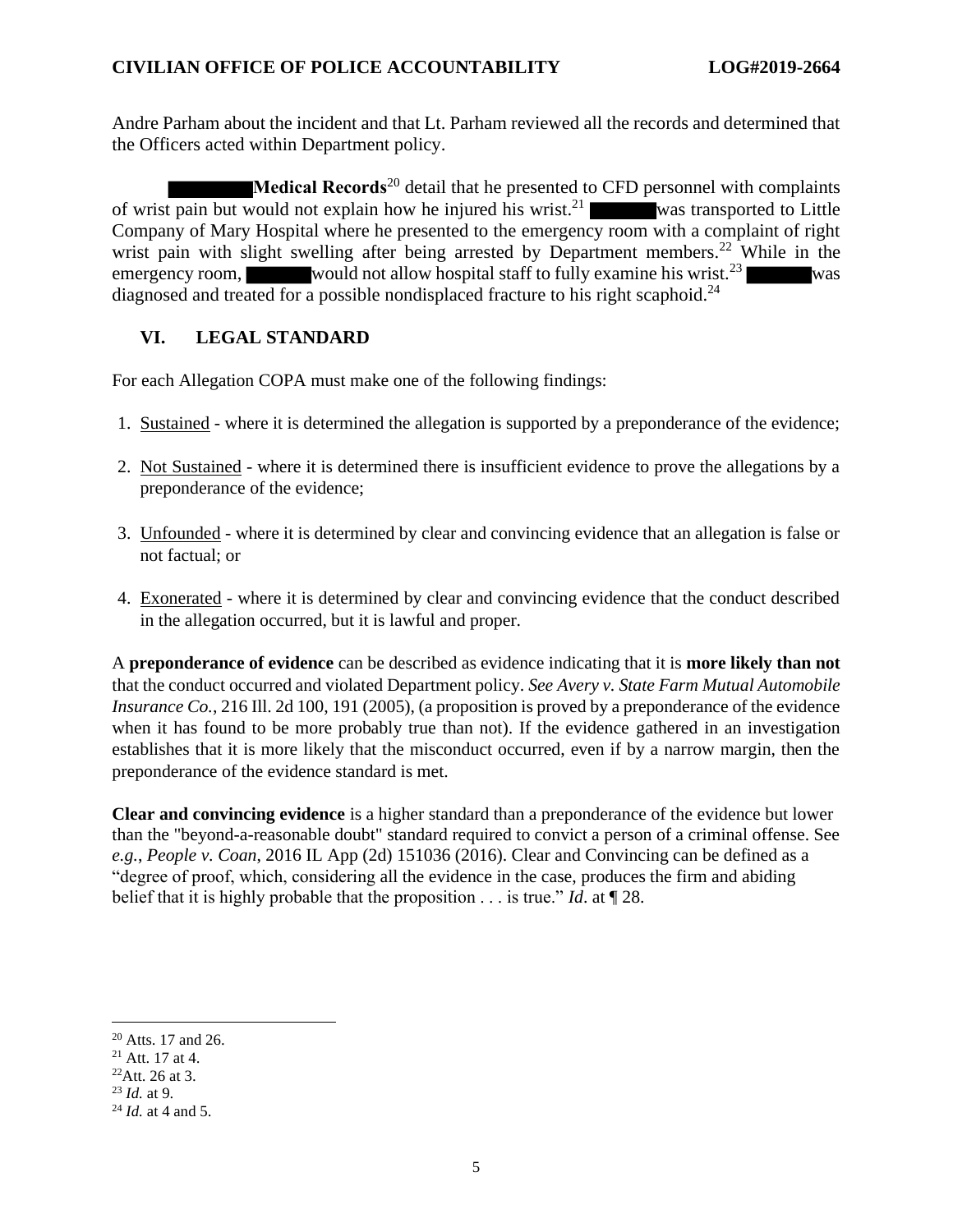Andre Parham about the incident and that Lt. Parham reviewed all the records and determined that the Officers acted within Department policy.

████ **Medical Records**[20] detail that he presented to CFD personnel with complaints of wrist pain but would not explain how he injured his wrist.[21] ████ was transported to Little Company of Mary Hospital where he presented to the emergency room with a complaint of right wrist pain with slight swelling after being arrested by Department members.[22] While in the emergency room, ████ would not allow hospital staff to fully examine his wrist.[23] ████ was diagnosed and treated for a possible nondisplaced fracture to his right scaphoid.[24]

## VI. LEGAL STANDARD

For each Allegation COPA must make one of the following findings:

1. Sustained - where it is determined the allegation is supported by a preponderance of the evidence;
2. Not Sustained - where it is determined there is insufficient evidence to prove the allegations by a preponderance of the evidence;
3. Unfounded - where it is determined by clear and convincing evidence that an allegation is false or not factual; or
4. Exonerated - where it is determined by clear and convincing evidence that the conduct described in the allegation occurred, but it is lawful and proper.

A **preponderance of evidence** can be described as evidence indicating that it is **more likely than not** that the conduct occurred and violated Department policy. *See Avery v. State Farm Mutual Automobile Insurance Co.*, 216 Ill. 2d 100, 191 (2005), (a proposition is proved by a preponderance of the evidence when it has found to be more probably true than not). If the evidence gathered in an investigation establishes that it is more likely that the misconduct occurred, even if by a narrow margin, then the preponderance of the evidence standard is met.

**Clear and convincing evidence** is a higher standard than a preponderance of the evidence but lower than the "beyond-a-reasonable doubt" standard required to convict a person of a criminal offense. See *e.g.*, *People v. Coan*, 2016 IL App (2d) 151036 (2016). Clear and Convincing can be defined as a "degree of proof, which, considering all the evidence in the case, produces the firm and abiding belief that it is highly probable that the proposition . . . is true." *Id*. at ¶ 28.

---

[20] Atts. 17 and 26.
[21] Att. 17 at 4.
[22] Att. 26 at 3.
[23] *Id.* at 9.
[24] *Id.* at 4 and 5.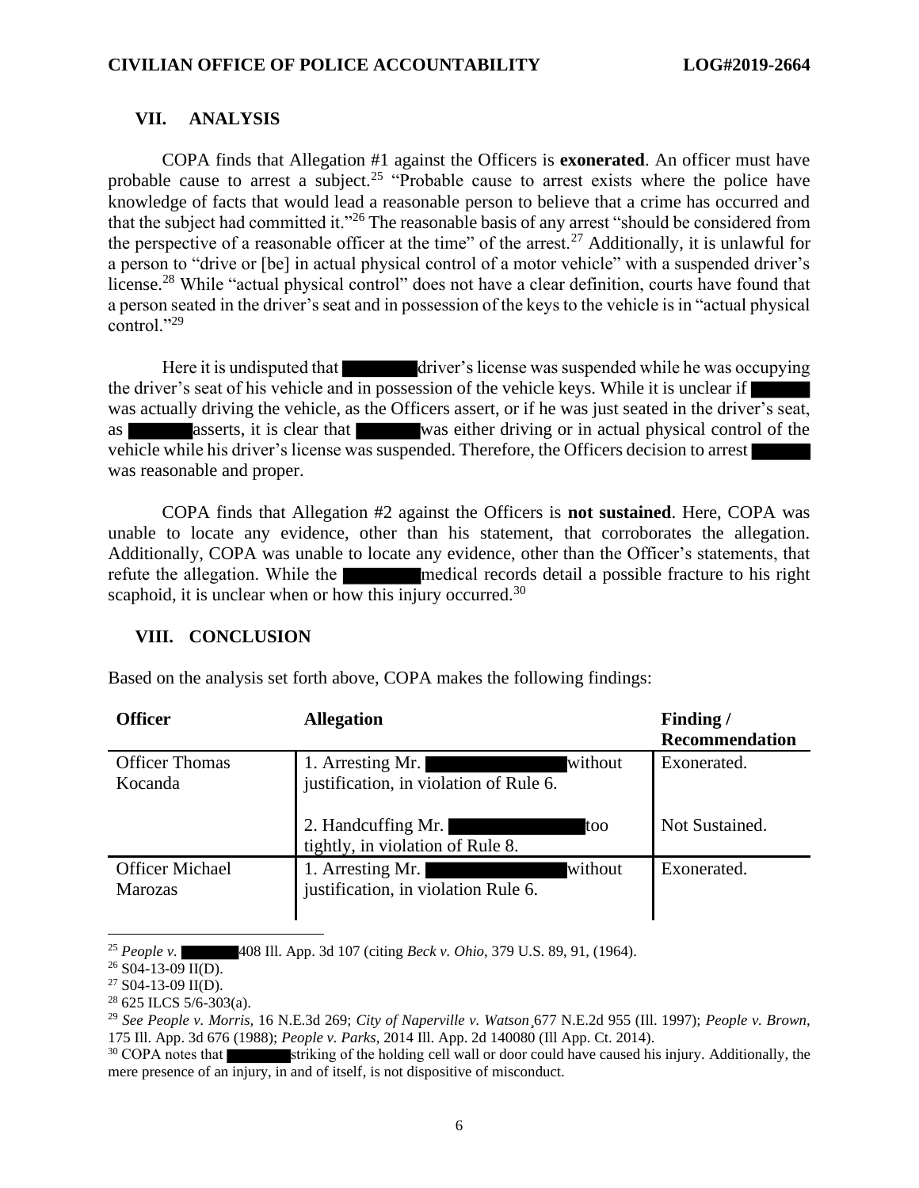## VII. ANALYSIS

COPA finds that Allegation #1 against the Officers is **exonerated**. An officer must have probable cause to arrest a subject.[25] "Probable cause to arrest exists where the police have knowledge of facts that would lead a reasonable person to believe that a crime has occurred and that the subject had committed it."[26] The reasonable basis of any arrest "should be considered from the perspective of a reasonable officer at the time" of the arrest.[27] Additionally, it is unlawful for a person to "drive or [be] in actual physical control of a motor vehicle" with a suspended driver's license.[28] While "actual physical control" does not have a clear definition, courts have found that a person seated in the driver's seat and in possession of the keys to the vehicle is in "actual physical control."[29]

Here it is undisputed that [REDACTED] driver's license was suspended while he was occupying the driver's seat of his vehicle and in possession of the vehicle keys. While it is unclear if [REDACTED] was actually driving the vehicle, as the Officers assert, or if he was just seated in the driver's seat, as [REDACTED] asserts, it is clear that [REDACTED] was either driving or in actual physical control of the vehicle while his driver's license was suspended. Therefore, the Officers decision to arrest [REDACTED] was reasonable and proper.

COPA finds that Allegation #2 against the Officers is **not sustained**. Here, COPA was unable to locate any evidence, other than his statement, that corroborates the allegation. Additionally, COPA was unable to locate any evidence, other than the Officer's statements, that refute the allegation. While the [REDACTED] medical records detail a possible fracture to his right scaphoid, it is unclear when or how this injury occurred.[30]

## VIII. CONCLUSION

Based on the analysis set forth above, COPA makes the following findings:

| Officer | Allegation | Finding / Recommendation |
|---|---|---|
| Officer Thomas Kocanda | 1. Arresting Mr. [REDACTED] without justification, in violation of Rule 6. | Exonerated. |
| | 2. Handcuffing Mr. [REDACTED] too tightly, in violation of Rule 8. | Not Sustained. |
| Officer Michael Marozas | 1. Arresting Mr. [REDACTED] without justification, in violation Rule 6. | Exonerated. |

---

[25] *People v.* [REDACTED] 408 Ill. App. 3d 107 (citing *Beck v. Ohio*, 379 U.S. 89, 91, (1964).

[26] S04-13-09 II(D).

[27] S04-13-09 II(D).

[28] 625 ILCS 5/6-303(a).

[29] *See People v. Morris,* 16 N.E.3d 269; *City of Naperville v. Watson*¸677 N.E.2d 955 (Ill. 1997); *People v. Brown,* 175 Ill. App. 3d 676 (1988); *People v. Parks*, 2014 Ill. App. 2d 140080 (Ill App. Ct. 2014).

[30] COPA notes that [REDACTED] striking of the holding cell wall or door could have caused his injury. Additionally, the mere presence of an injury, in and of itself, is not dispositive of misconduct.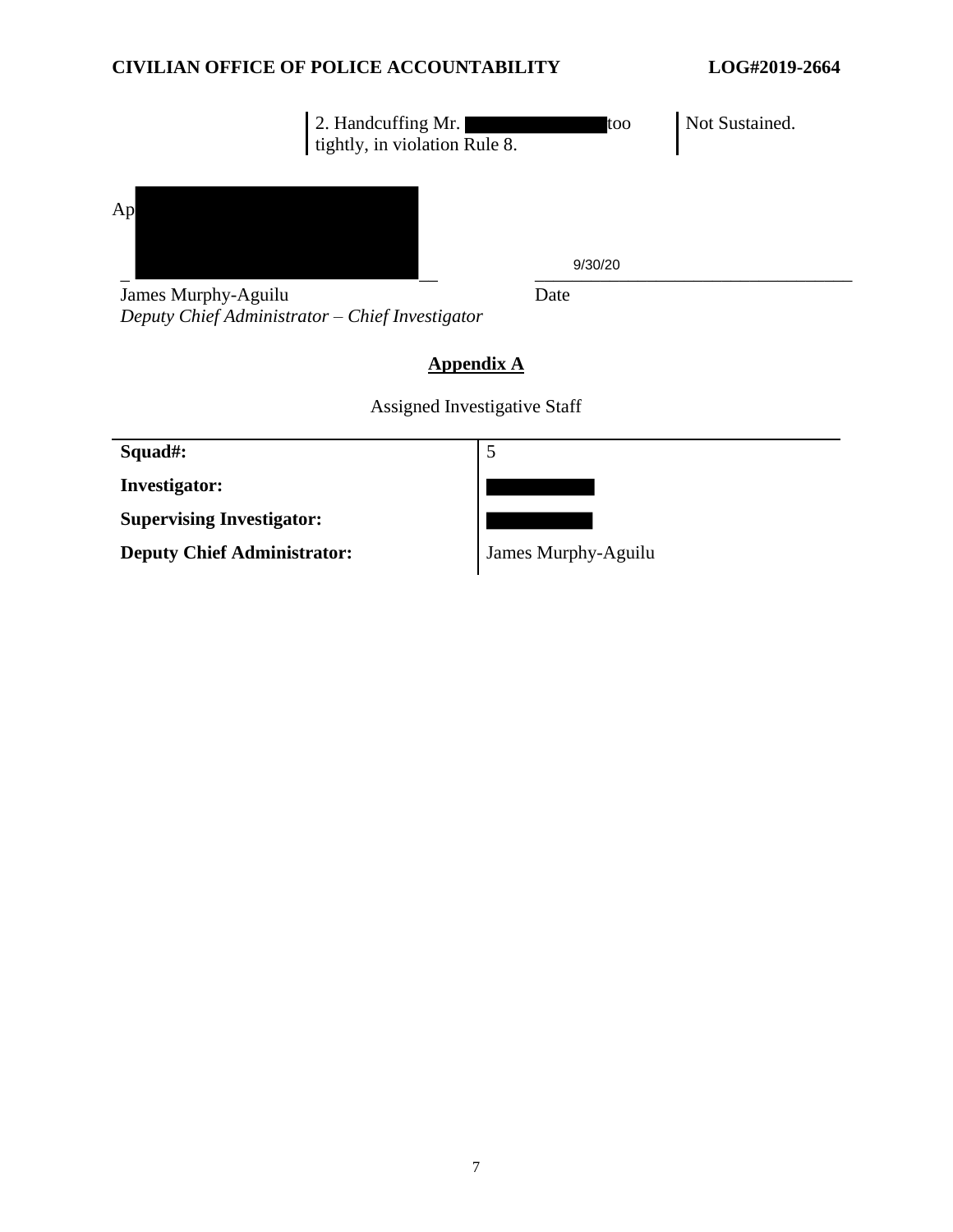| | |
|---|---|
| 2. Handcuffing Mr. ███████ too tightly, in violation Rule 8. | Not Sustained. |

Ap███████

9/30/20

James Murphy-Aguilu
*Deputy Chief Administrator – Chief Investigator*

Date

## **Appendix A**

Assigned Investigative Staff

| | |
|---|---|
| **Squad#:** | 5 |
| **Investigator:** | ███████ |
| **Supervising Investigator:** | ███████ |
| **Deputy Chief Administrator:** | James Murphy-Aguilu |